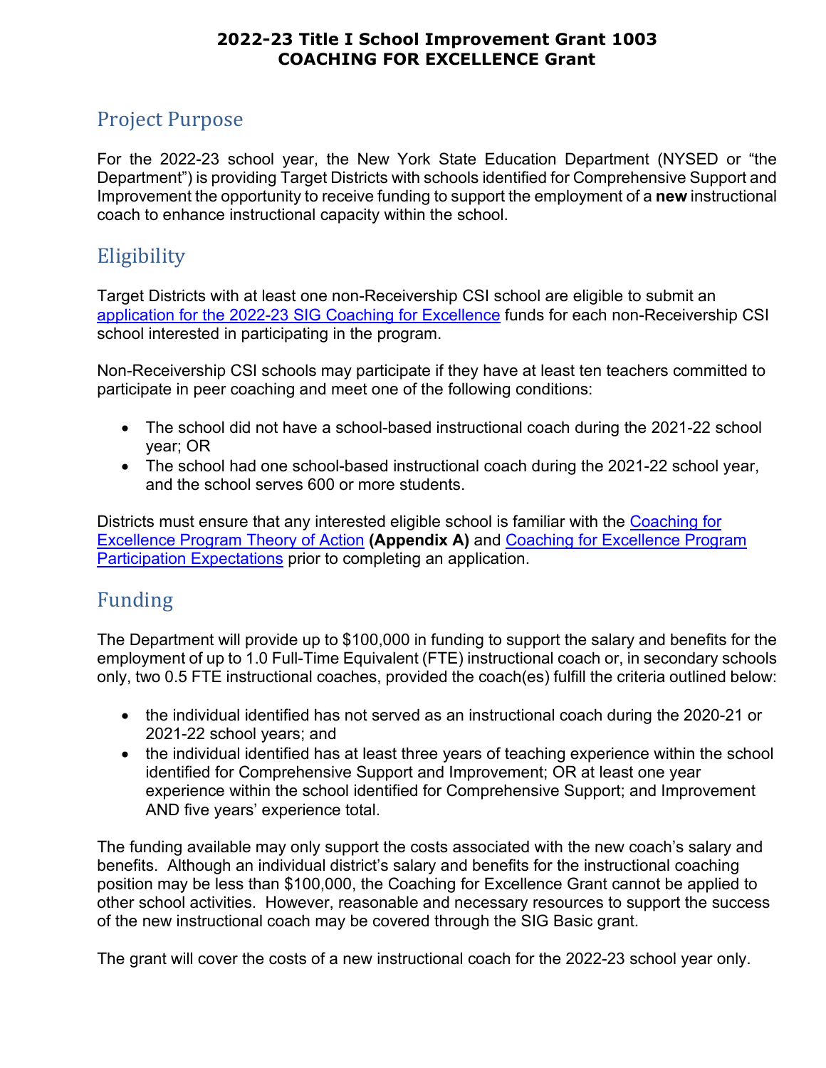# 2022-23 Title I School Improvement Grant 1003
# COACHING FOR EXCELLENCE Grant

## Project Purpose

For the 2022-23 school year, the New York State Education Department (NYSED or "the Department") is providing Target Districts with schools identified for Comprehensive Support and Improvement the opportunity to receive funding to support the employment of a **new** instructional coach to enhance instructional capacity within the school.

## Eligibility

Target Districts with at least one non-Receivership CSI school are eligible to submit an application for the 2022-23 SIG Coaching for Excellence funds for each non-Receivership CSI school interested in participating in the program.

Non-Receivership CSI schools may participate if they have at least ten teachers committed to participate in peer coaching and meet one of the following conditions:

- The school did not have a school-based instructional coach during the 2021-22 school year; OR
- The school had one school-based instructional coach during the 2021-22 school year, and the school serves 600 or more students.

Districts must ensure that any interested eligible school is familiar with the Coaching for Excellence Program Theory of Action **(Appendix A)** and Coaching for Excellence Program Participation Expectations prior to completing an application.

## Funding

The Department will provide up to $100,000 in funding to support the salary and benefits for the employment of up to 1.0 Full-Time Equivalent (FTE) instructional coach or, in secondary schools only, two 0.5 FTE instructional coaches, provided the coach(es) fulfill the criteria outlined below:

- the individual identified has not served as an instructional coach during the 2020-21 or 2021-22 school years; and
- the individual identified has at least three years of teaching experience within the school identified for Comprehensive Support and Improvement; OR at least one year experience within the school identified for Comprehensive Support; and Improvement AND five years' experience total.

The funding available may only support the costs associated with the new coach's salary and benefits. Although an individual district's salary and benefits for the instructional coaching position may be less than $100,000, the Coaching for Excellence Grant cannot be applied to other school activities. However, reasonable and necessary resources to support the success of the new instructional coach may be covered through the SIG Basic grant.

The grant will cover the costs of a new instructional coach for the 2022-23 school year only.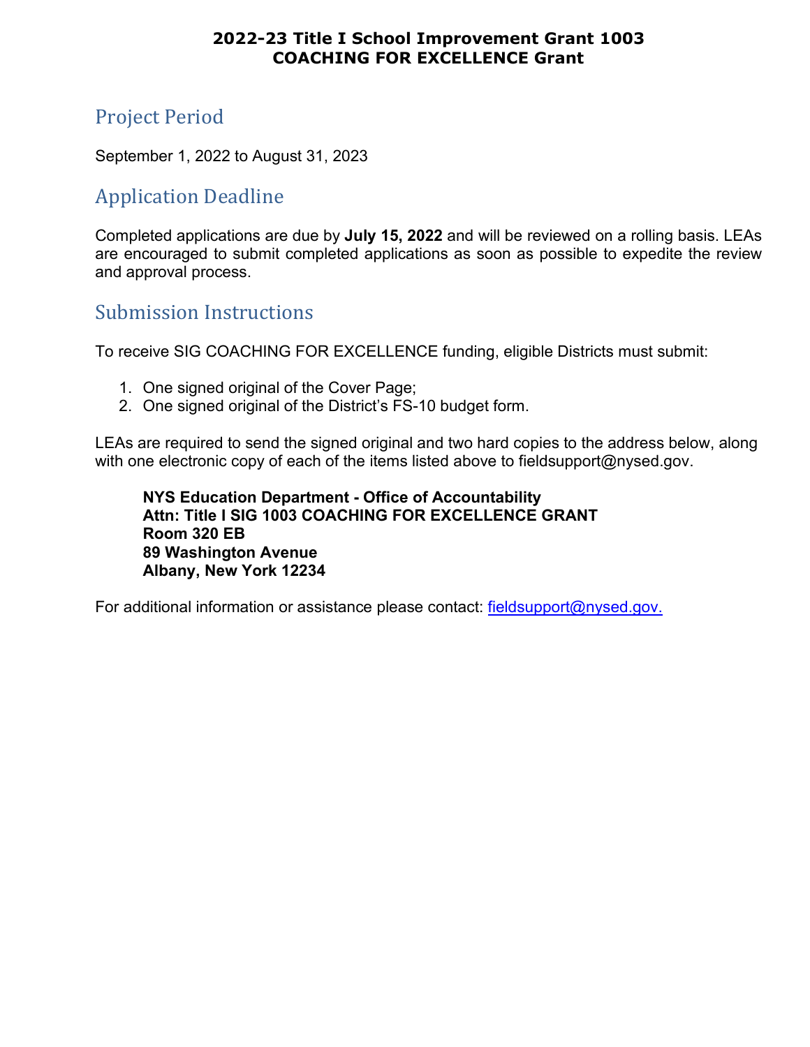**2022-23 Title I School Improvement Grant 1003**
**COACHING FOR EXCELLENCE Grant**

## Project Period

September 1, 2022 to August 31, 2023

## Application Deadline

Completed applications are due by **July 15, 2022** and will be reviewed on a rolling basis. LEAs are encouraged to submit completed applications as soon as possible to expedite the review and approval process.

## Submission Instructions

To receive SIG COACHING FOR EXCELLENCE funding, eligible Districts must submit:

1. One signed original of the Cover Page;
2. One signed original of the District's FS-10 budget form.

LEAs are required to send the signed original and two hard copies to the address below, along with one electronic copy of each of the items listed above to fieldsupport@nysed.gov.

> **NYS Education Department - Office of Accountability**
> **Attn: Title I SIG 1003 COACHING FOR EXCELLENCE GRANT**
> **Room 320 EB**
> **89 Washington Avenue**
> **Albany, New York 12234**

For additional information or assistance please contact: fieldsupport@nysed.gov.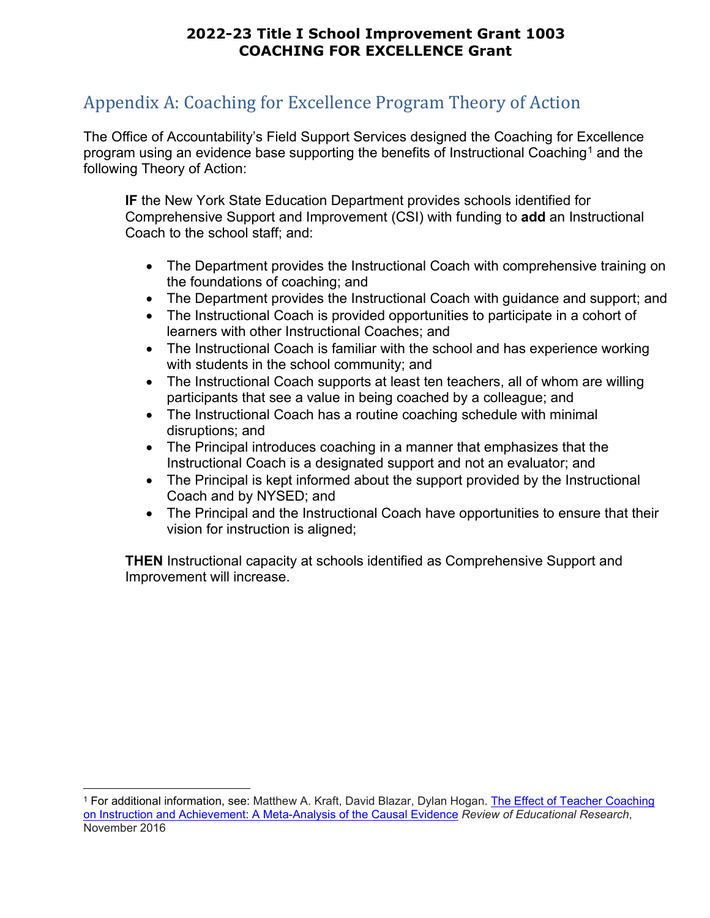## Appendix A: Coaching for Excellence Program Theory of Action

The Office of Accountability's Field Support Services designed the Coaching for Excellence program using an evidence base supporting the benefits of Instructional Coaching[1] and the following Theory of Action:

> **IF** the New York State Education Department provides schools identified for Comprehensive Support and Improvement (CSI) with funding to **add** an Instructional Coach to the school staff; and:
>
> - The Department provides the Instructional Coach with comprehensive training on the foundations of coaching; and
> - The Department provides the Instructional Coach with guidance and support; and
> - The Instructional Coach is provided opportunities to participate in a cohort of learners with other Instructional Coaches; and
> - The Instructional Coach is familiar with the school and has experience working with students in the school community; and
> - The Instructional Coach supports at least ten teachers, all of whom are willing participants that see a value in being coached by a colleague; and
> - The Instructional Coach has a routine coaching schedule with minimal disruptions; and
> - The Principal introduces coaching in a manner that emphasizes that the Instructional Coach is a designated support and not an evaluator; and
> - The Principal is kept informed about the support provided by the Instructional Coach and by NYSED; and
> - The Principal and the Instructional Coach have opportunities to ensure that their vision for instruction is aligned;
>
> **THEN** Instructional capacity at schools identified as Comprehensive Support and Improvement will increase.

---

[1] For additional information, see: Matthew A. Kraft, David Blazar, Dylan Hogan. The Effect of Teacher Coaching on Instruction and Achievement: A Meta-Analysis of the Causal Evidence *Review of Educational Research*, November 2016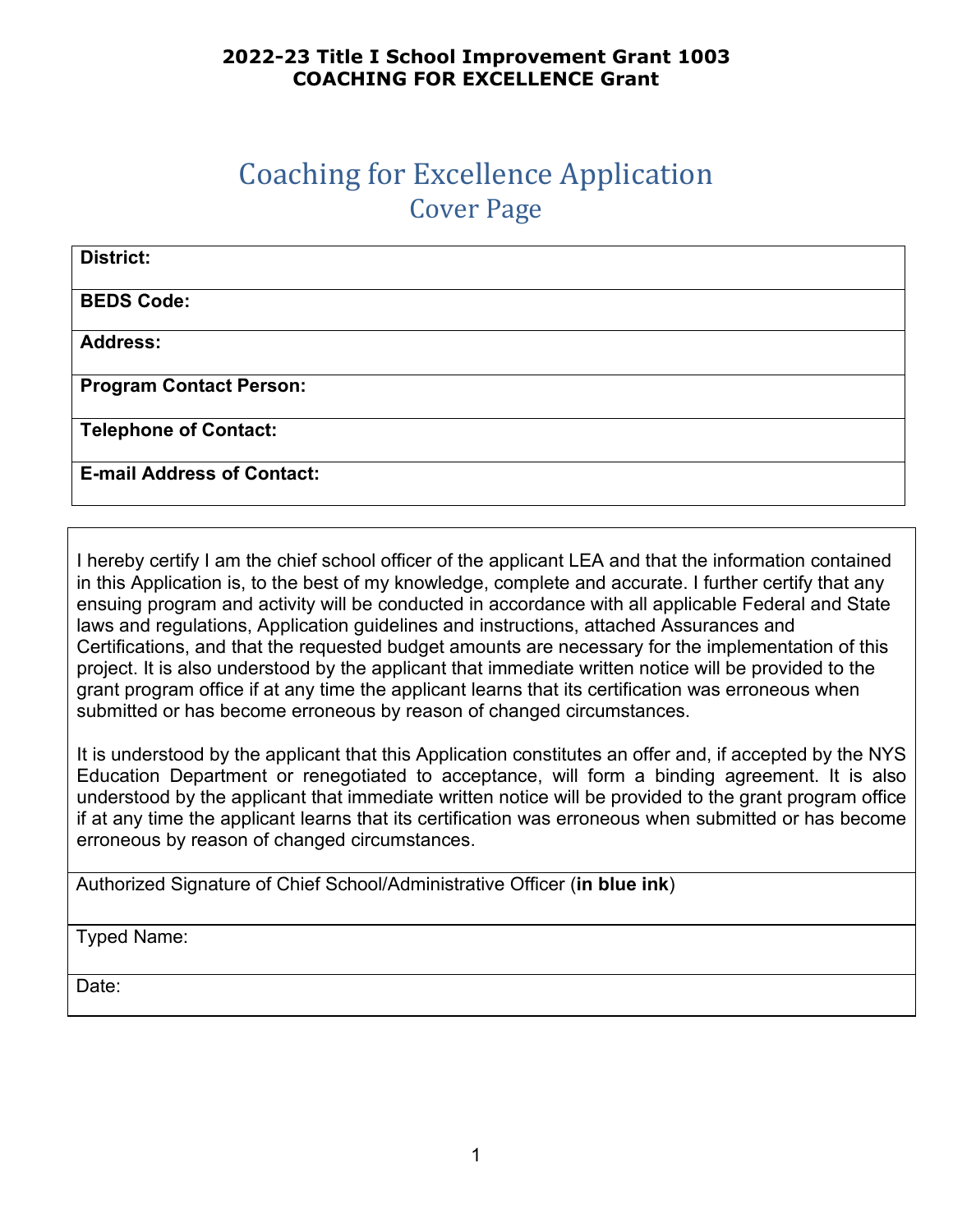**2022-23 Title I School Improvement Grant 1003**
**COACHING FOR EXCELLENCE Grant**

# Coaching for Excellence Application
## Cover Page

| **District:** |
| --- |
| **BEDS Code:** |
| **Address:** |
| **Program Contact Person:** |
| **Telephone of Contact:** |
| **E-mail Address of Contact:** |

I hereby certify I am the chief school officer of the applicant LEA and that the information contained in this Application is, to the best of my knowledge, complete and accurate. I further certify that any ensuing program and activity will be conducted in accordance with all applicable Federal and State laws and regulations, Application guidelines and instructions, attached Assurances and Certifications, and that the requested budget amounts are necessary for the implementation of this project. It is also understood by the applicant that immediate written notice will be provided to the grant program office if at any time the applicant learns that its certification was erroneous when submitted or has become erroneous by reason of changed circumstances.

It is understood by the applicant that this Application constitutes an offer and, if accepted by the NYS Education Department or renegotiated to acceptance, will form a binding agreement. It is also understood by the applicant that immediate written notice will be provided to the grant program office if at any time the applicant learns that its certification was erroneous when submitted or has become erroneous by reason of changed circumstances.

| Authorized Signature of Chief School/Administrative Officer (**in blue ink**) |
| --- |
| Typed Name: |
| Date: |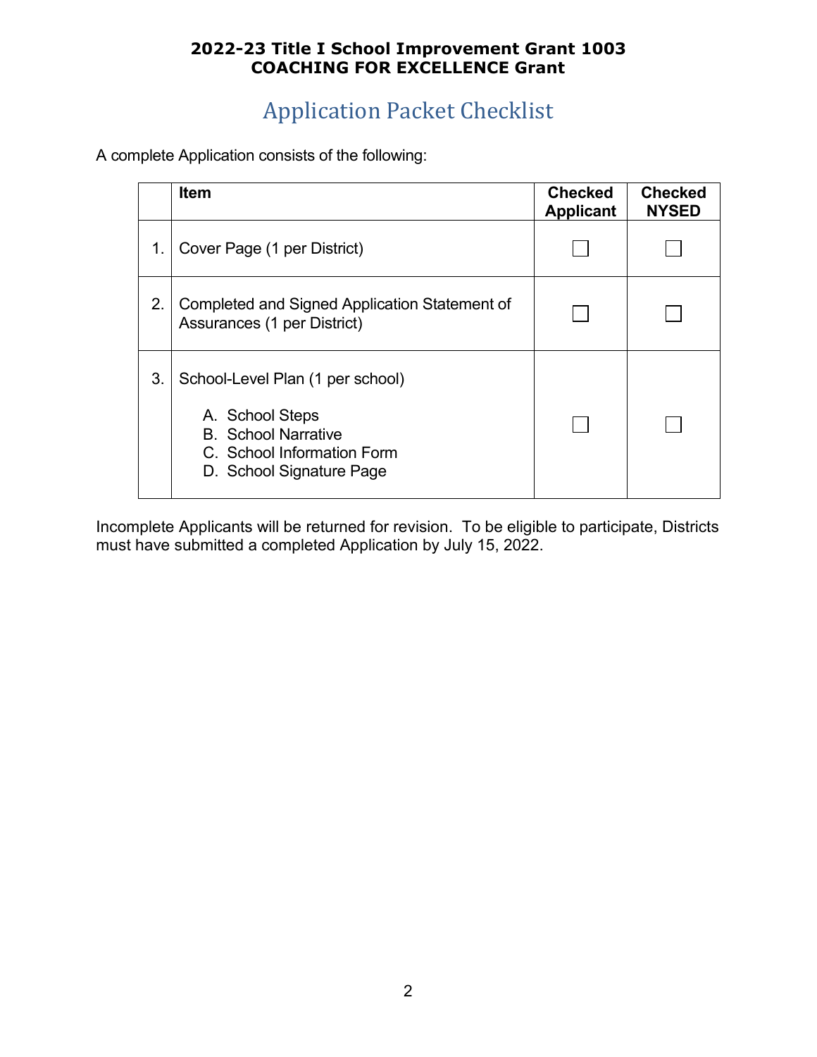**2022-23 Title I School Improvement Grant 1003**
**COACHING FOR EXCELLENCE Grant**

# Application Packet Checklist

A complete Application consists of the following:

| | Item | Checked Applicant | Checked NYSED |
|---|---|---|---|
| 1. | Cover Page (1 per District) | ☐ | ☐ |
| 2. | Completed and Signed Application Statement of Assurances (1 per District) | ☐ | ☐ |
| 3. | School-Level Plan (1 per school)<br><br>A. School Steps<br>B. School Narrative<br>C. School Information Form<br>D. School Signature Page | ☐ | ☐ |

Incomplete Applicants will be returned for revision. To be eligible to participate, Districts must have submitted a completed Application by July 15, 2022.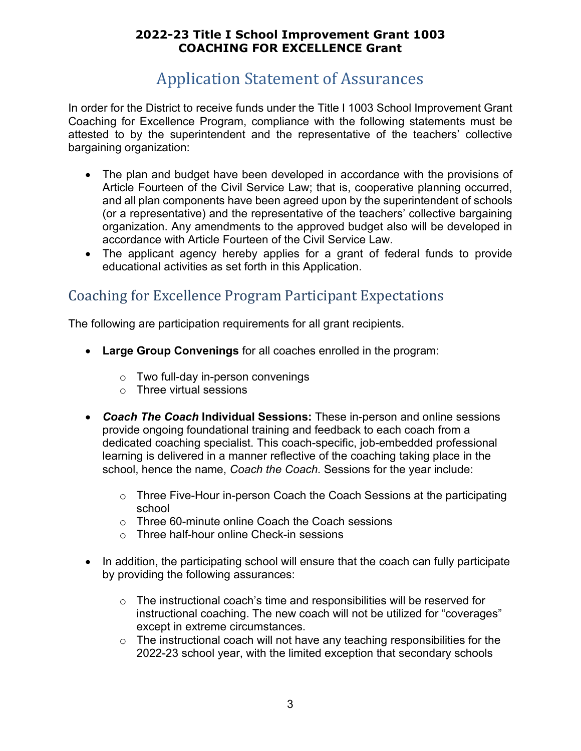**2022-23 Title I School Improvement Grant 1003**
**COACHING FOR EXCELLENCE Grant**

# Application Statement of Assurances

In order for the District to receive funds under the Title I 1003 School Improvement Grant Coaching for Excellence Program, compliance with the following statements must be attested to by the superintendent and the representative of the teachers' collective bargaining organization:

- The plan and budget have been developed in accordance with the provisions of Article Fourteen of the Civil Service Law; that is, cooperative planning occurred, and all plan components have been agreed upon by the superintendent of schools (or a representative) and the representative of the teachers' collective bargaining organization. Any amendments to the approved budget also will be developed in accordance with Article Fourteen of the Civil Service Law.
- The applicant agency hereby applies for a grant of federal funds to provide educational activities as set forth in this Application.

## Coaching for Excellence Program Participant Expectations

The following are participation requirements for all grant recipients.

- **Large Group Convenings** for all coaches enrolled in the program:
  - Two full-day in-person convenings
  - Three virtual sessions

- ***Coach The Coach*** **Individual Sessions:** These in-person and online sessions provide ongoing foundational training and feedback to each coach from a dedicated coaching specialist. This coach-specific, job-embedded professional learning is delivered in a manner reflective of the coaching taking place in the school, hence the name, *Coach the Coach.* Sessions for the year include:
  - Three Five-Hour in-person Coach the Coach Sessions at the participating school
  - Three 60-minute online Coach the Coach sessions
  - Three half-hour online Check-in sessions

- In addition, the participating school will ensure that the coach can fully participate by providing the following assurances:
  - The instructional coach's time and responsibilities will be reserved for instructional coaching. The new coach will not be utilized for "coverages" except in extreme circumstances.
  - The instructional coach will not have any teaching responsibilities for the 2022-23 school year, with the limited exception that secondary schools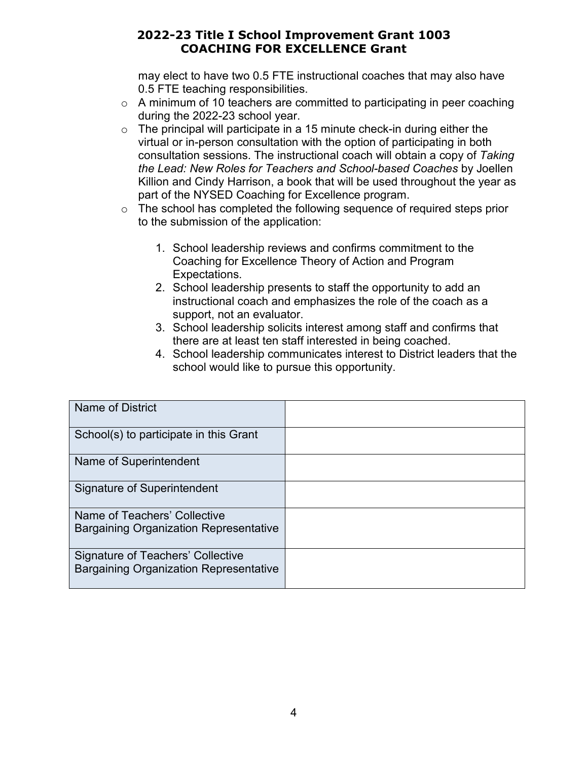may elect to have two 0.5 FTE instructional coaches that may also have 0.5 FTE teaching responsibilities.

- A minimum of 10 teachers are committed to participating in peer coaching during the 2022-23 school year.
- The principal will participate in a 15 minute check-in during either the virtual or in-person consultation with the option of participating in both consultation sessions. The instructional coach will obtain a copy of *Taking the Lead: New Roles for Teachers and School-based Coaches* by Joellen Killion and Cindy Harrison, a book that will be used throughout the year as part of the NYSED Coaching for Excellence program.
- The school has completed the following sequence of required steps prior to the submission of the application:

  1. School leadership reviews and confirms commitment to the Coaching for Excellence Theory of Action and Program Expectations.
  2. School leadership presents to staff the opportunity to add an instructional coach and emphasizes the role of the coach as a support, not an evaluator.
  3. School leadership solicits interest among staff and confirms that there are at least ten staff interested in being coached.
  4. School leadership communicates interest to District leaders that the school would like to pursue this opportunity.

| | |
|---|---|
| Name of District | |
| School(s) to participate in this Grant | |
| Name of Superintendent | |
| Signature of Superintendent | |
| Name of Teachers' Collective Bargaining Organization Representative | |
| Signature of Teachers' Collective Bargaining Organization Representative | |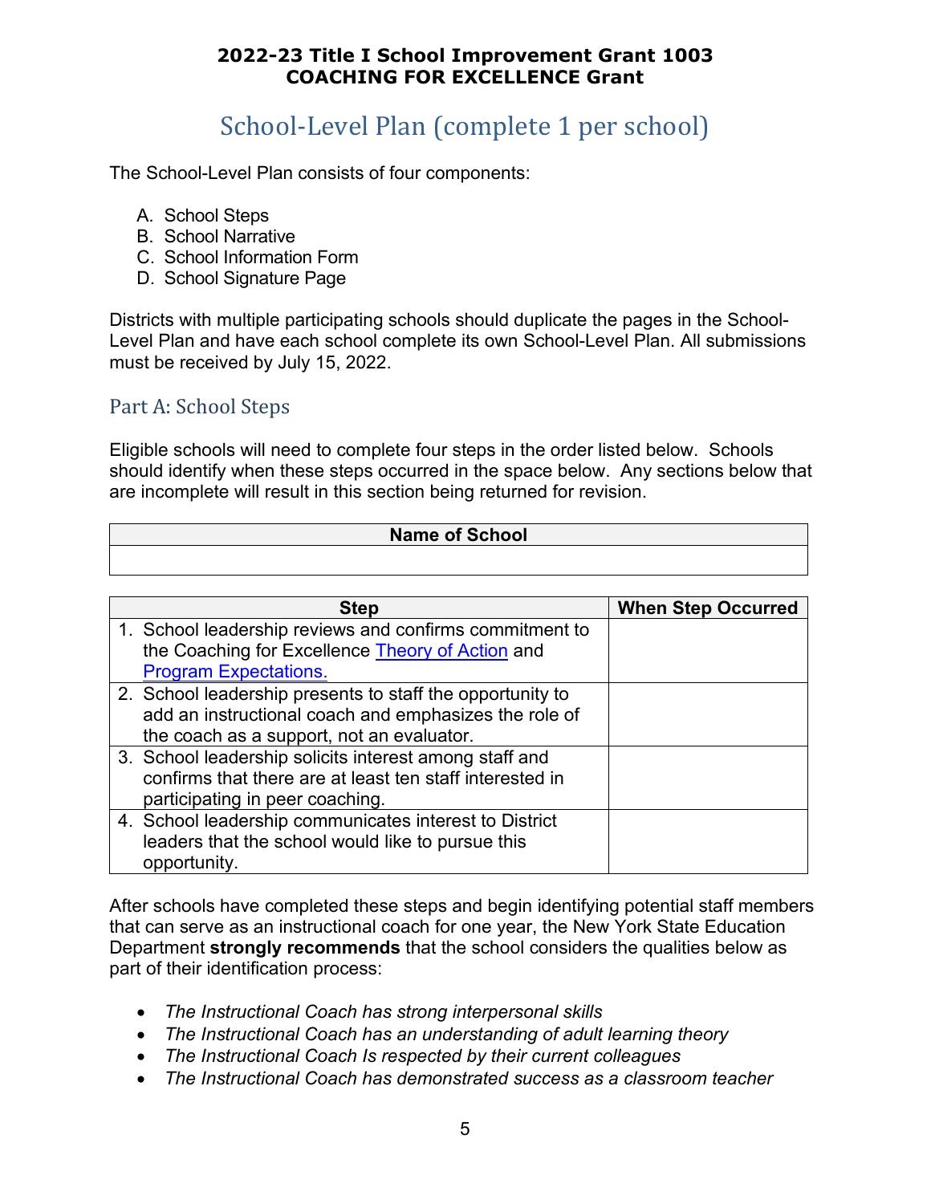**2022-23 Title I School Improvement Grant 1003**
**COACHING FOR EXCELLENCE Grant**

# School-Level Plan (complete 1 per school)

The School-Level Plan consists of four components:

A. School Steps
B. School Narrative
C. School Information Form
D. School Signature Page

Districts with multiple participating schools should duplicate the pages in the School-Level Plan and have each school complete its own School-Level Plan. All submissions must be received by July 15, 2022.

## Part A: School Steps

Eligible schools will need to complete four steps in the order listed below. Schools should identify when these steps occurred in the space below. Any sections below that are incomplete will result in this section being returned for revision.

| Name of School |
| --- |
| |

| Step | When Step Occurred |
| --- | --- |
| 1. School leadership reviews and confirms commitment to the Coaching for Excellence Theory of Action and Program Expectations. | |
| 2. School leadership presents to staff the opportunity to add an instructional coach and emphasizes the role of the coach as a support, not an evaluator. | |
| 3. School leadership solicits interest among staff and confirms that there are at least ten staff interested in participating in peer coaching. | |
| 4. School leadership communicates interest to District leaders that the school would like to pursue this opportunity. | |

After schools have completed these steps and begin identifying potential staff members that can serve as an instructional coach for one year, the New York State Education Department **strongly recommends** that the school considers the qualities below as part of their identification process:

- *The Instructional Coach has strong interpersonal skills*
- *The Instructional Coach has an understanding of adult learning theory*
- *The Instructional Coach Is respected by their current colleagues*
- *The Instructional Coach has demonstrated success as a classroom teacher*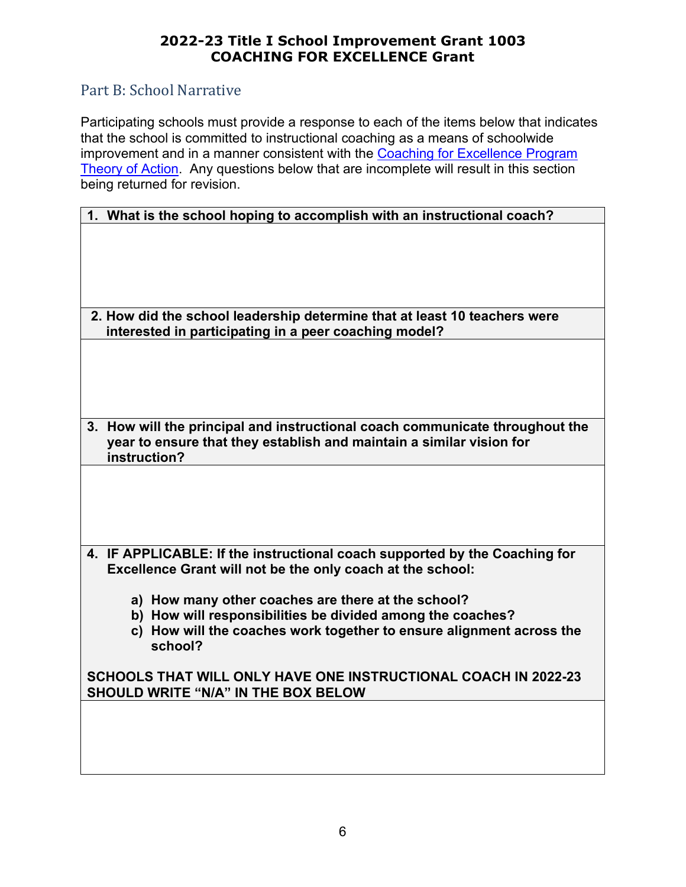# 2022-23 Title I School Improvement Grant 1003
# COACHING FOR EXCELLENCE Grant

## Part B: School Narrative

Participating schools must provide a response to each of the items below that indicates that the school is committed to instructional coaching as a means of schoolwide improvement and in a manner consistent with the [Coaching for Excellence Program Theory of Action](). Any questions below that are incomplete will result in this section being returned for revision.

| **1. What is the school hoping to accomplish with an instructional coach?** |
| --- |
| |
| **2. How did the school leadership determine that at least 10 teachers were interested in participating in a peer coaching model?** |
| |
| **3. How will the principal and instructional coach communicate throughout the year to ensure that they establish and maintain a similar vision for instruction?** |
| |
| **4. IF APPLICABLE: If the instructional coach supported by the Coaching for Excellence Grant will not be the only coach at the school:**<br><br>**a) How many other coaches are there at the school?**<br>**b) How will responsibilities be divided among the coaches?**<br>**c) How will the coaches work together to ensure alignment across the school?**<br><br>**SCHOOLS THAT WILL ONLY HAVE ONE INSTRUCTIONAL COACH IN 2022-23 SHOULD WRITE "N/A" IN THE BOX BELOW** |
| |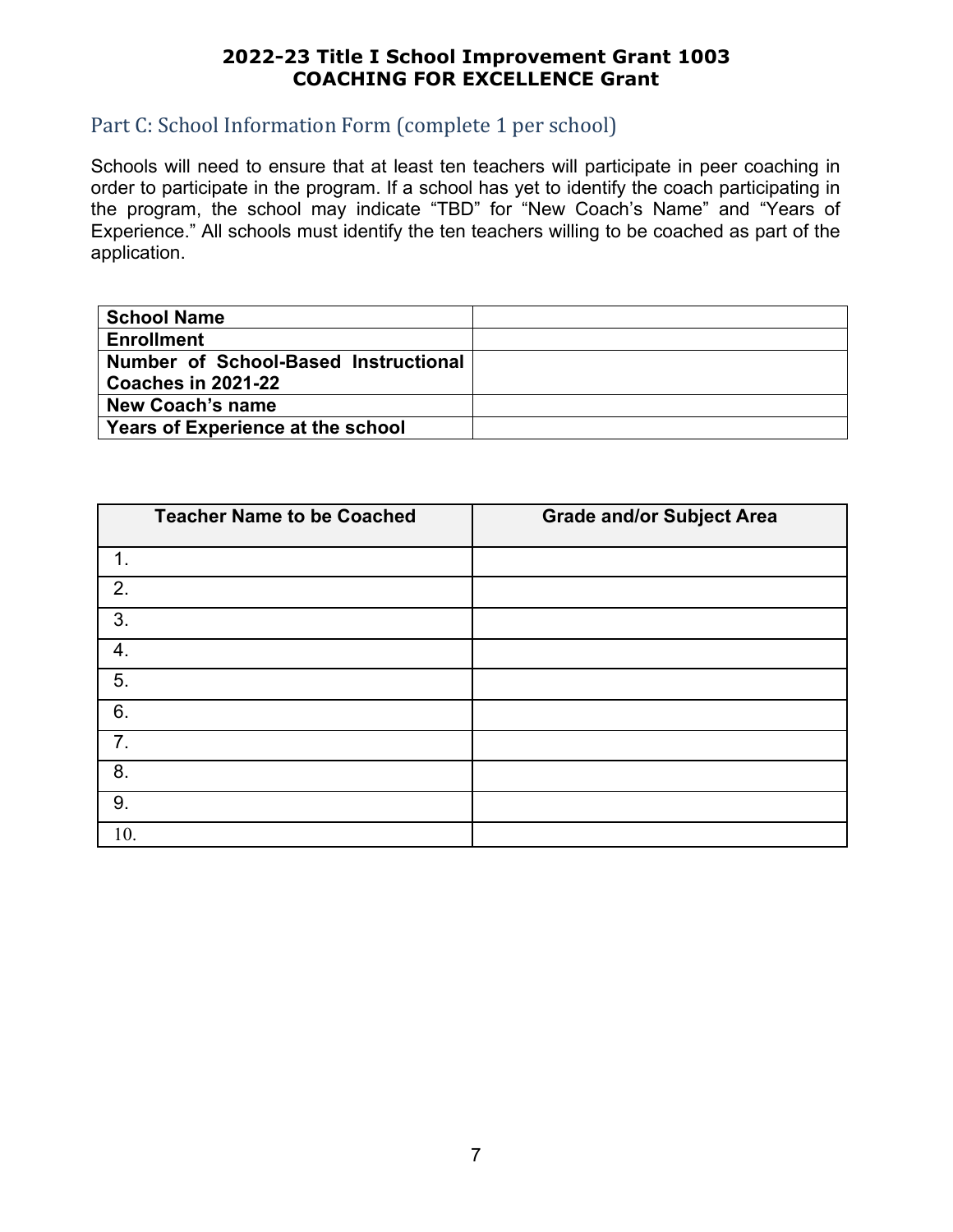**2022-23 Title I School Improvement Grant 1003**
**COACHING FOR EXCELLENCE Grant**

## Part C: School Information Form (complete 1 per school)

Schools will need to ensure that at least ten teachers will participate in peer coaching in order to participate in the program. If a school has yet to identify the coach participating in the program, the school may indicate “TBD” for “New Coach’s Name” and “Years of Experience.” All schools must identify the ten teachers willing to be coached as part of the application.

| | |
|---|---|
| **School Name** | |
| **Enrollment** | |
| **Number of School-Based Instructional Coaches in 2021-22** | |
| **New Coach’s name** | |
| **Years of Experience at the school** | |

| Teacher Name to be Coached | Grade and/or Subject Area |
|---|---|
| 1. | |
| 2. | |
| 3. | |
| 4. | |
| 5. | |
| 6. | |
| 7. | |
| 8. | |
| 9. | |
| 10. | |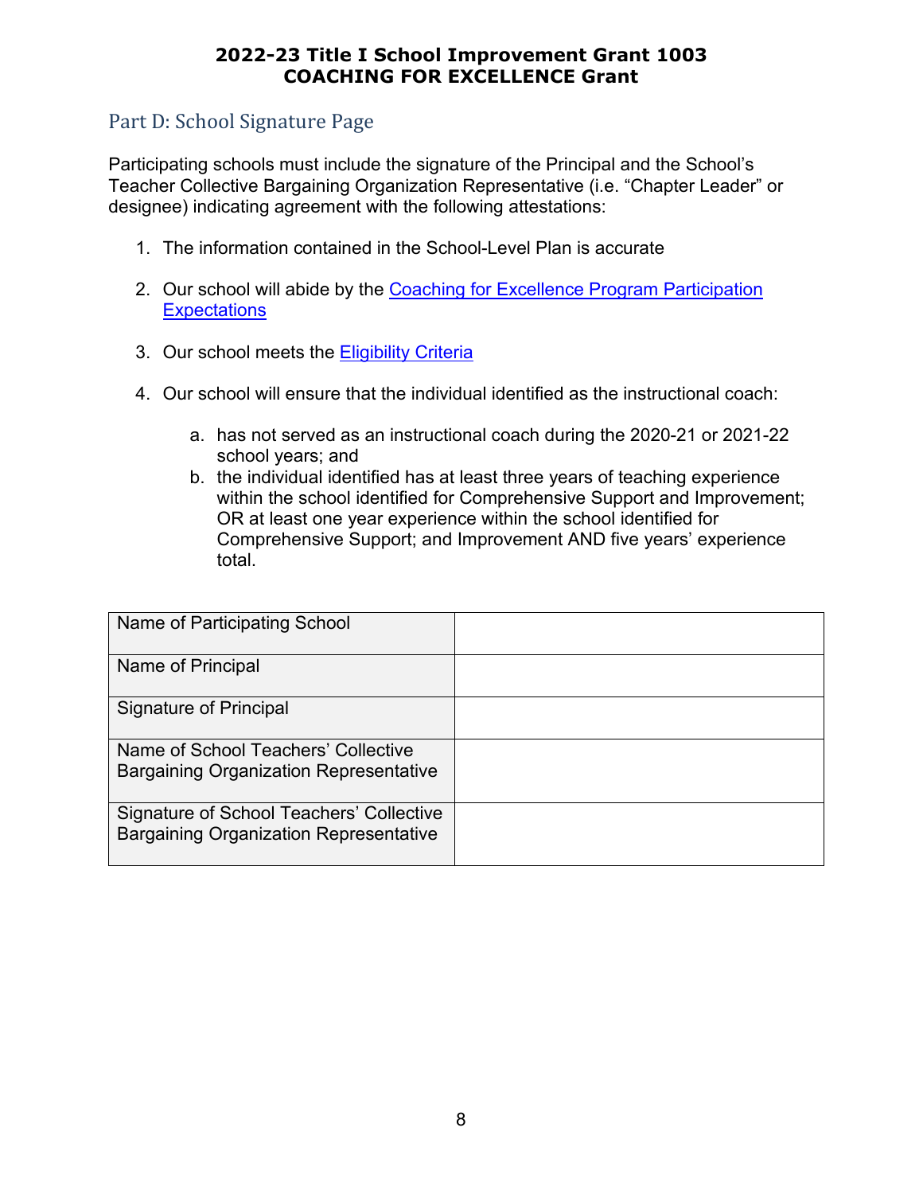## 2022-23 Title I School Improvement Grant 1003
## COACHING FOR EXCELLENCE Grant

### Part D: School Signature Page

Participating schools must include the signature of the Principal and the School's Teacher Collective Bargaining Organization Representative (i.e. "Chapter Leader" or designee) indicating agreement with the following attestations:

1. The information contained in the School-Level Plan is accurate
2. Our school will abide by the Coaching for Excellence Program Participation Expectations
3. Our school meets the Eligibility Criteria
4. Our school will ensure that the individual identified as the instructional coach:
   a. has not served as an instructional coach during the 2020-21 or 2021-22 school years; and
   b. the individual identified has at least three years of teaching experience within the school identified for Comprehensive Support and Improvement; OR at least one year experience within the school identified for Comprehensive Support; and Improvement AND five years' experience total.

| | |
|---|---|
| Name of Participating School | |
| Name of Principal | |
| Signature of Principal | |
| Name of School Teachers' Collective Bargaining Organization Representative | |
| Signature of School Teachers' Collective Bargaining Organization Representative | |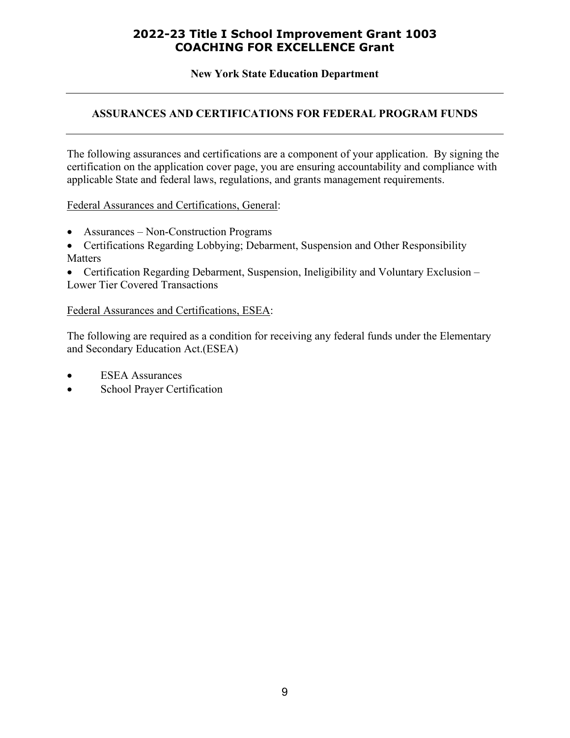# 2022-23 Title I School Improvement Grant 1003
# COACHING FOR EXCELLENCE Grant

**New York State Education Department**

---

## ASSURANCES AND CERTIFICATIONS FOR FEDERAL PROGRAM FUNDS

---

The following assurances and certifications are a component of your application. By signing the certification on the application cover page, you are ensuring accountability and compliance with applicable State and federal laws, regulations, and grants management requirements.

Federal Assurances and Certifications, General:

- Assurances – Non-Construction Programs
- Certifications Regarding Lobbying; Debarment, Suspension and Other Responsibility Matters
- Certification Regarding Debarment, Suspension, Ineligibility and Voluntary Exclusion – Lower Tier Covered Transactions

Federal Assurances and Certifications, ESEA:

The following are required as a condition for receiving any federal funds under the Elementary and Secondary Education Act.(ESEA)

- ESEA Assurances
- School Prayer Certification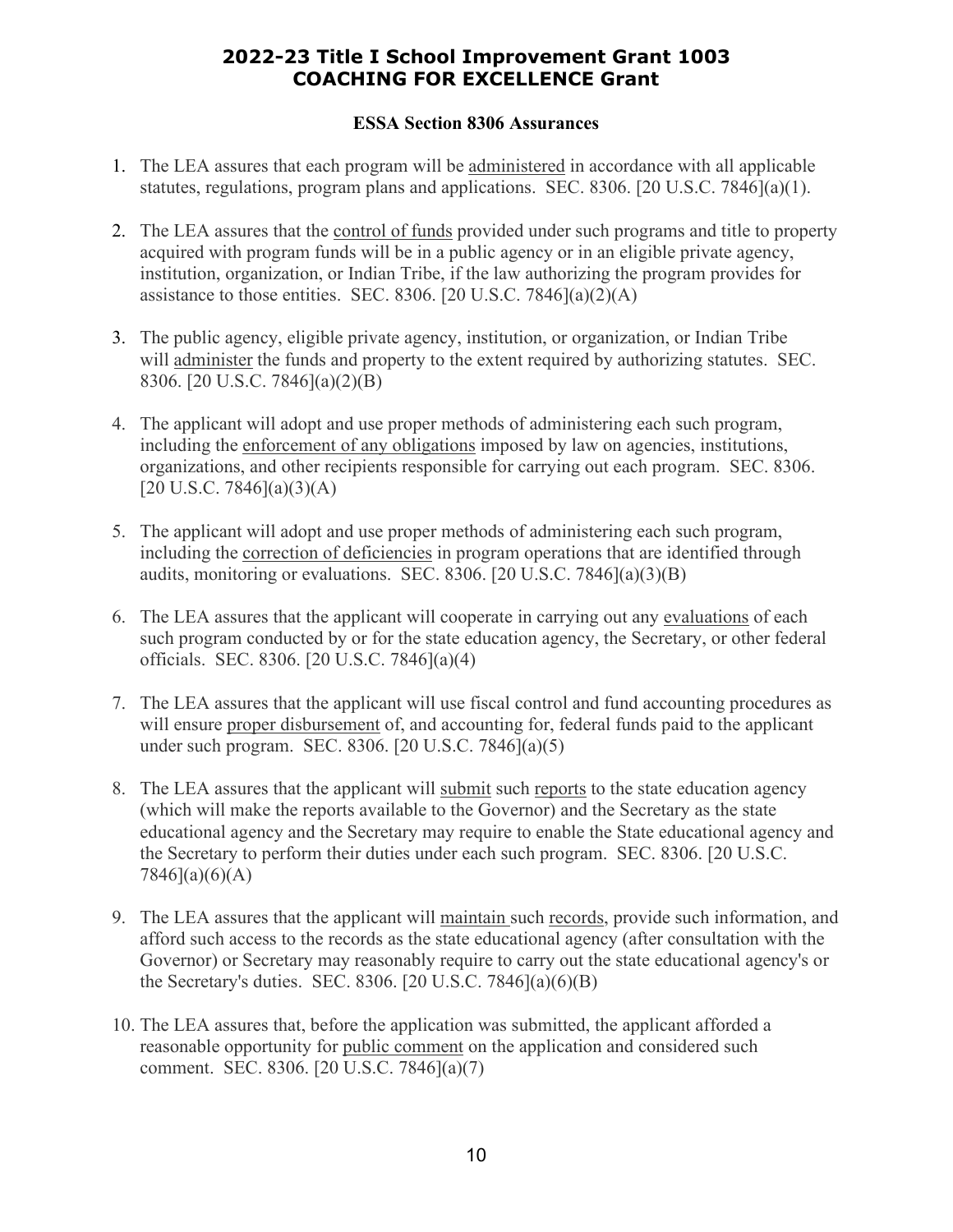# 2022-23 Title I School Improvement Grant 1003
# COACHING FOR EXCELLENCE Grant

### ESSA Section 8306 Assurances

1. The LEA assures that each program will be <u>administered</u> in accordance with all applicable statutes, regulations, program plans and applications. SEC. 8306. [20 U.S.C. 7846](a)(1).

2. The LEA assures that the <u>control of funds</u> provided under such programs and title to property acquired with program funds will be in a public agency or in an eligible private agency, institution, organization, or Indian Tribe, if the law authorizing the program provides for assistance to those entities. SEC. 8306. [20 U.S.C. 7846](a)(2)(A)

3. The public agency, eligible private agency, institution, or organization, or Indian Tribe will <u>administer</u> the funds and property to the extent required by authorizing statutes. SEC. 8306. [20 U.S.C. 7846](a)(2)(B)

4. The applicant will adopt and use proper methods of administering each such program, including the <u>enforcement of any obligations</u> imposed by law on agencies, institutions, organizations, and other recipients responsible for carrying out each program. SEC. 8306. [20 U.S.C. 7846](a)(3)(A)

5. The applicant will adopt and use proper methods of administering each such program, including the <u>correction of deficiencies</u> in program operations that are identified through audits, monitoring or evaluations. SEC. 8306. [20 U.S.C. 7846](a)(3)(B)

6. The LEA assures that the applicant will cooperate in carrying out any <u>evaluations</u> of each such program conducted by or for the state education agency, the Secretary, or other federal officials. SEC. 8306. [20 U.S.C. 7846](a)(4)

7. The LEA assures that the applicant will use fiscal control and fund accounting procedures as will ensure <u>proper disbursement</u> of, and accounting for, federal funds paid to the applicant under such program. SEC. 8306. [20 U.S.C. 7846](a)(5)

8. The LEA assures that the applicant will <u>submit</u> such <u>reports</u> to the state education agency (which will make the reports available to the Governor) and the Secretary as the state educational agency and the Secretary may require to enable the State educational agency and the Secretary to perform their duties under each such program. SEC. 8306. [20 U.S.C. 7846](a)(6)(A)

9. The LEA assures that the applicant will <u>maintain</u> such <u>records</u>, provide such information, and afford such access to the records as the state educational agency (after consultation with the Governor) or Secretary may reasonably require to carry out the state educational agency's or the Secretary's duties. SEC. 8306. [20 U.S.C. 7846](a)(6)(B)

10. The LEA assures that, before the application was submitted, the applicant afforded a reasonable opportunity for <u>public comment</u> on the application and considered such comment. SEC. 8306. [20 U.S.C. 7846](a)(7)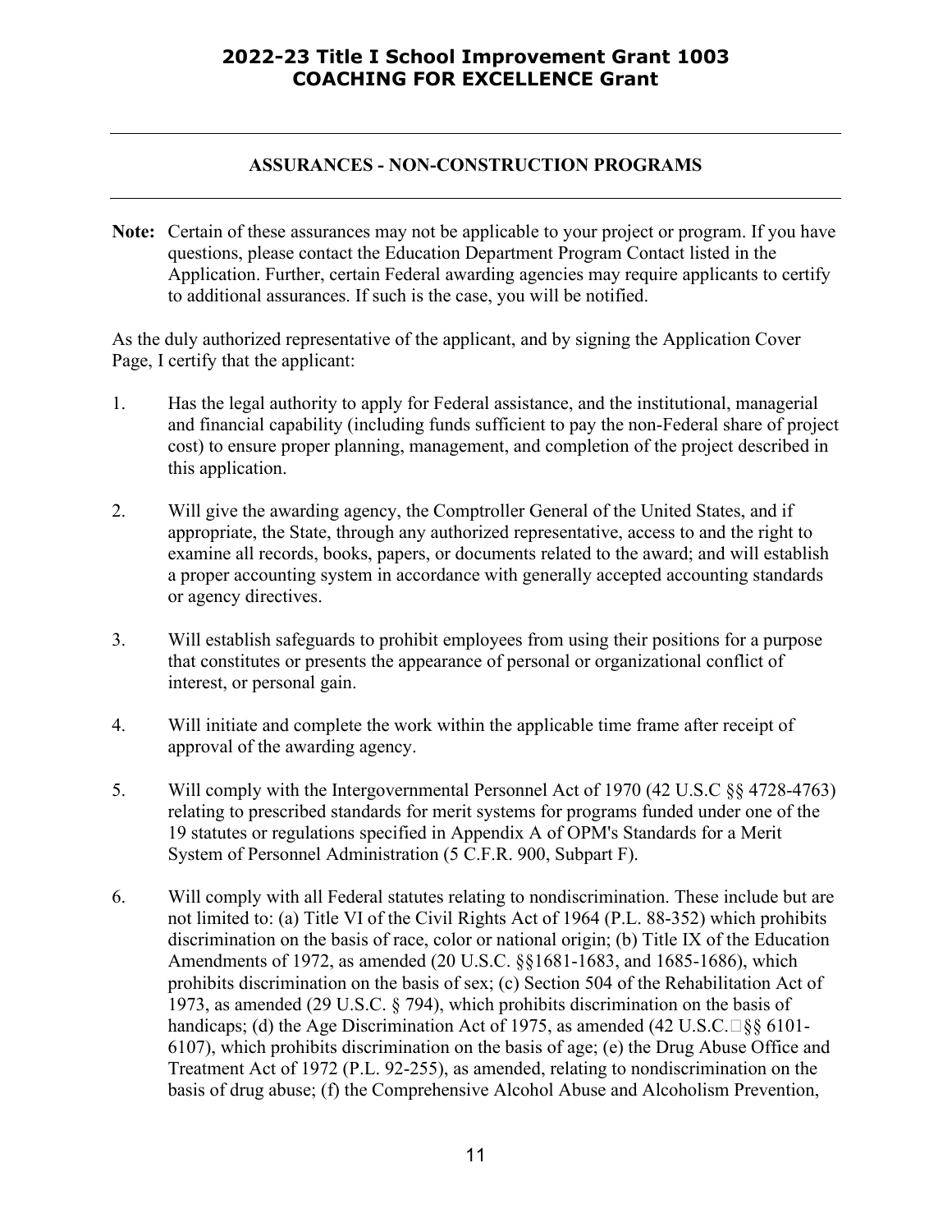## ASSURANCES - NON-CONSTRUCTION PROGRAMS

**Note:** Certain of these assurances may not be applicable to your project or program. If you have questions, please contact the Education Department Program Contact listed in the Application. Further, certain Federal awarding agencies may require applicants to certify to additional assurances. If such is the case, you will be notified.

As the duly authorized representative of the applicant, and by signing the Application Cover Page, I certify that the applicant:

1. Has the legal authority to apply for Federal assistance, and the institutional, managerial and financial capability (including funds sufficient to pay the non-Federal share of project cost) to ensure proper planning, management, and completion of the project described in this application.

2. Will give the awarding agency, the Comptroller General of the United States, and if appropriate, the State, through any authorized representative, access to and the right to examine all records, books, papers, or documents related to the award; and will establish a proper accounting system in accordance with generally accepted accounting standards or agency directives.

3. Will establish safeguards to prohibit employees from using their positions for a purpose that constitutes or presents the appearance of personal or organizational conflict of interest, or personal gain.

4. Will initiate and complete the work within the applicable time frame after receipt of approval of the awarding agency.

5. Will comply with the Intergovernmental Personnel Act of 1970 (42 U.S.C §§ 4728-4763) relating to prescribed standards for merit systems for programs funded under one of the 19 statutes or regulations specified in Appendix A of OPM's Standards for a Merit System of Personnel Administration (5 C.F.R. 900, Subpart F).

6. Will comply with all Federal statutes relating to nondiscrimination. These include but are not limited to: (a) Title VI of the Civil Rights Act of 1964 (P.L. 88-352) which prohibits discrimination on the basis of race, color or national origin; (b) Title IX of the Education Amendments of 1972, as amended (20 U.S.C. §§1681-1683, and 1685-1686), which prohibits discrimination on the basis of sex; (c) Section 504 of the Rehabilitation Act of 1973, as amended (29 U.S.C. § 794), which prohibits discrimination on the basis of handicaps; (d) the Age Discrimination Act of 1975, as amended (42 U.S.C. §§ 6101-6107), which prohibits discrimination on the basis of age; (e) the Drug Abuse Office and Treatment Act of 1972 (P.L. 92-255), as amended, relating to nondiscrimination on the basis of drug abuse; (f) the Comprehensive Alcohol Abuse and Alcoholism Prevention,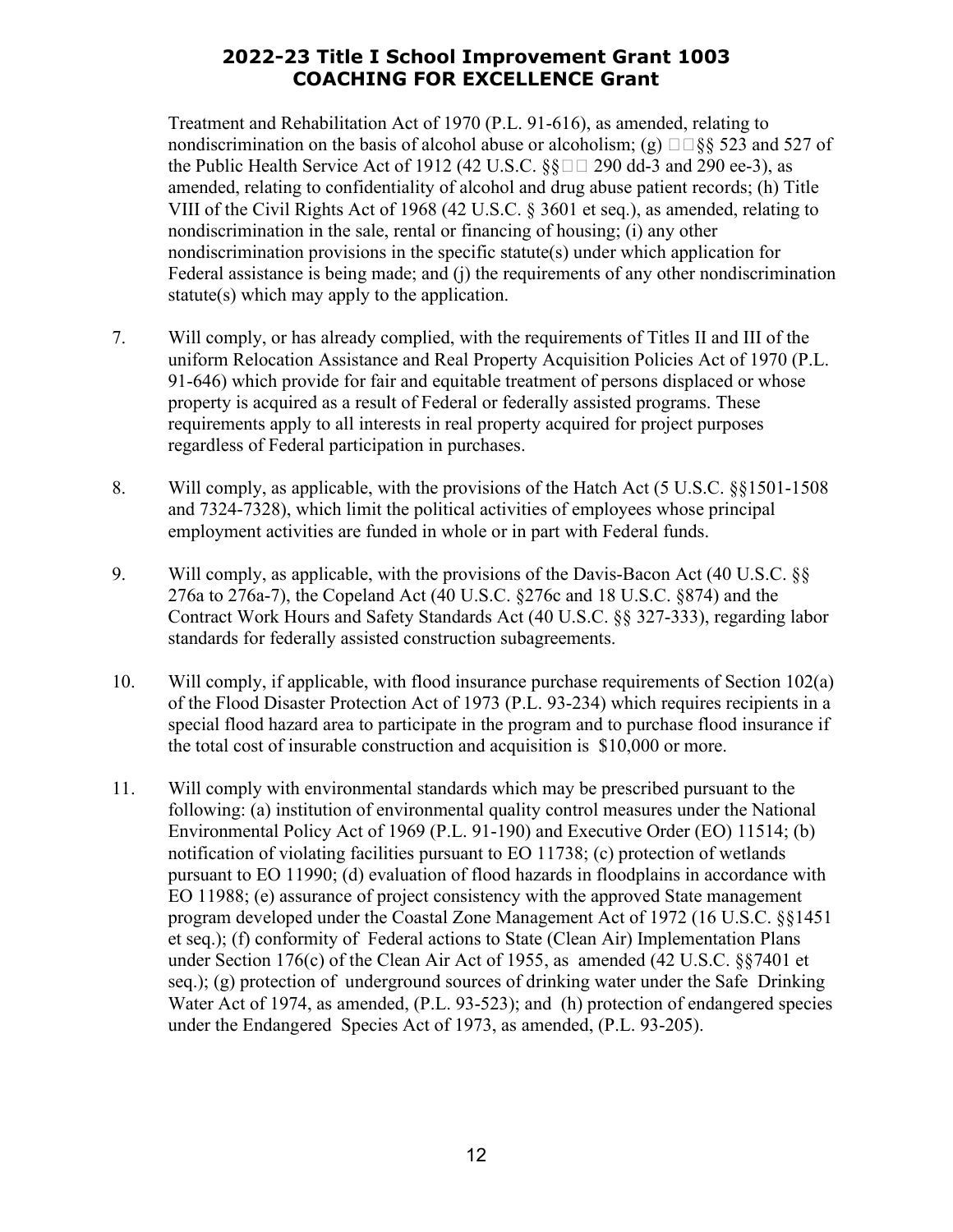Treatment and Rehabilitation Act of 1970 (P.L. 91-616), as amended, relating to nondiscrimination on the basis of alcohol abuse or alcoholism; (g) §§ 523 and 527 of the Public Health Service Act of 1912 (42 U.S.C. §§ 290 dd-3 and 290 ee-3), as amended, relating to confidentiality of alcohol and drug abuse patient records; (h) Title VIII of the Civil Rights Act of 1968 (42 U.S.C. § 3601 et seq.), as amended, relating to nondiscrimination in the sale, rental or financing of housing; (i) any other nondiscrimination provisions in the specific statute(s) under which application for Federal assistance is being made; and (j) the requirements of any other nondiscrimination statute(s) which may apply to the application.

7. Will comply, or has already complied, with the requirements of Titles II and III of the uniform Relocation Assistance and Real Property Acquisition Policies Act of 1970 (P.L. 91-646) which provide for fair and equitable treatment of persons displaced or whose property is acquired as a result of Federal or federally assisted programs. These requirements apply to all interests in real property acquired for project purposes regardless of Federal participation in purchases.

8. Will comply, as applicable, with the provisions of the Hatch Act (5 U.S.C. §§1501-1508 and 7324-7328), which limit the political activities of employees whose principal employment activities are funded in whole or in part with Federal funds.

9. Will comply, as applicable, with the provisions of the Davis-Bacon Act (40 U.S.C. §§ 276a to 276a-7), the Copeland Act (40 U.S.C. §276c and 18 U.S.C. §874) and the Contract Work Hours and Safety Standards Act (40 U.S.C. §§ 327-333), regarding labor standards for federally assisted construction subagreements.

10. Will comply, if applicable, with flood insurance purchase requirements of Section 102(a) of the Flood Disaster Protection Act of 1973 (P.L. 93-234) which requires recipients in a special flood hazard area to participate in the program and to purchase flood insurance if the total cost of insurable construction and acquisition is $10,000 or more.

11. Will comply with environmental standards which may be prescribed pursuant to the following: (a) institution of environmental quality control measures under the National Environmental Policy Act of 1969 (P.L. 91-190) and Executive Order (EO) 11514; (b) notification of violating facilities pursuant to EO 11738; (c) protection of wetlands pursuant to EO 11990; (d) evaluation of flood hazards in floodplains in accordance with EO 11988; (e) assurance of project consistency with the approved State management program developed under the Coastal Zone Management Act of 1972 (16 U.S.C. §§1451 et seq.); (f) conformity of Federal actions to State (Clean Air) Implementation Plans under Section 176(c) of the Clean Air Act of 1955, as amended (42 U.S.C. §§7401 et seq.); (g) protection of underground sources of drinking water under the Safe Drinking Water Act of 1974, as amended, (P.L. 93-523); and (h) protection of endangered species under the Endangered Species Act of 1973, as amended, (P.L. 93-205).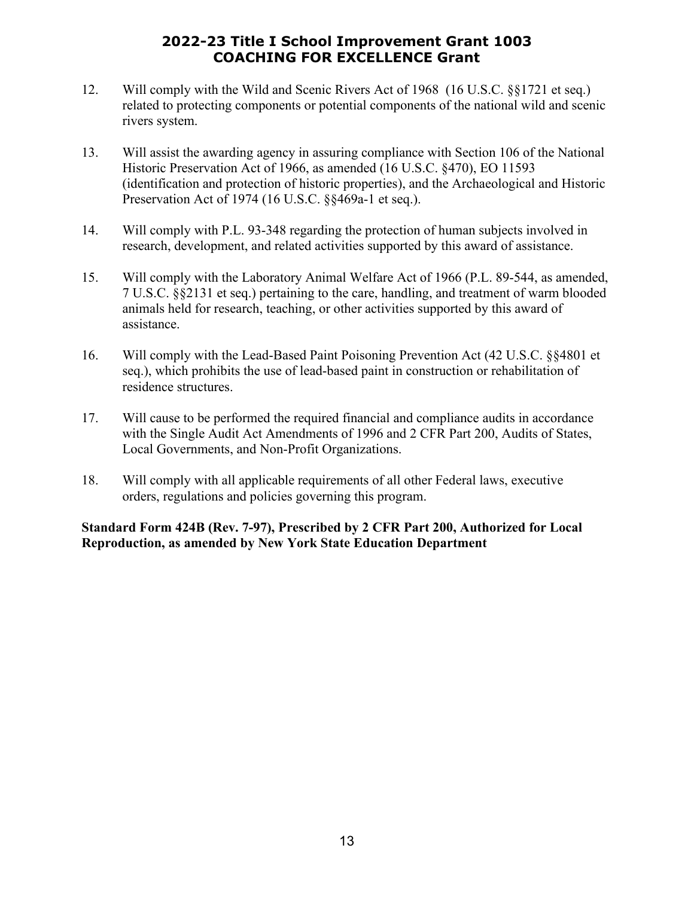12. Will comply with the Wild and Scenic Rivers Act of 1968 (16 U.S.C. §§1721 et seq.) related to protecting components or potential components of the national wild and scenic rivers system.

13. Will assist the awarding agency in assuring compliance with Section 106 of the National Historic Preservation Act of 1966, as amended (16 U.S.C. §470), EO 11593 (identification and protection of historic properties), and the Archaeological and Historic Preservation Act of 1974 (16 U.S.C. §§469a-1 et seq.).

14. Will comply with P.L. 93-348 regarding the protection of human subjects involved in research, development, and related activities supported by this award of assistance.

15. Will comply with the Laboratory Animal Welfare Act of 1966 (P.L. 89-544, as amended, 7 U.S.C. §§2131 et seq.) pertaining to the care, handling, and treatment of warm blooded animals held for research, teaching, or other activities supported by this award of assistance.

16. Will comply with the Lead-Based Paint Poisoning Prevention Act (42 U.S.C. §§4801 et seq.), which prohibits the use of lead-based paint in construction or rehabilitation of residence structures.

17. Will cause to be performed the required financial and compliance audits in accordance with the Single Audit Act Amendments of 1996 and 2 CFR Part 200, Audits of States, Local Governments, and Non-Profit Organizations.

18. Will comply with all applicable requirements of all other Federal laws, executive orders, regulations and policies governing this program.

**Standard Form 424B (Rev. 7-97), Prescribed by 2 CFR Part 200, Authorized for Local Reproduction, as amended by New York State Education Department**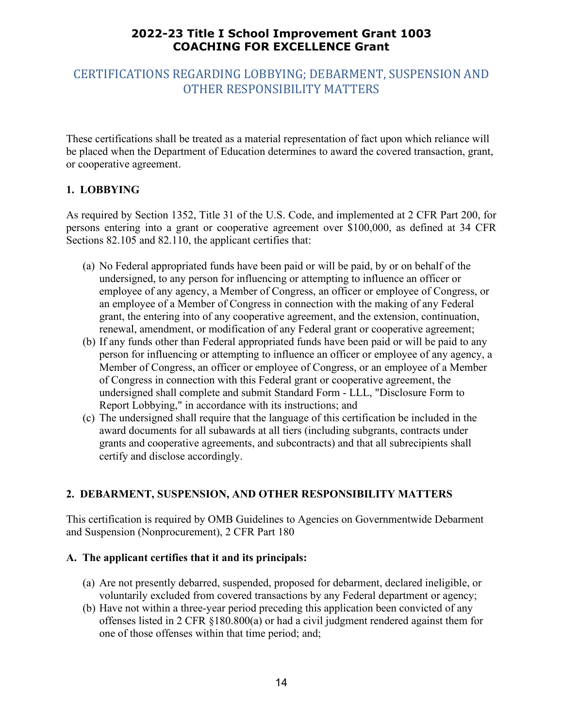# 2022-23 Title I School Improvement Grant 1003
# COACHING FOR EXCELLENCE Grant

## CERTIFICATIONS REGARDING LOBBYING; DEBARMENT, SUSPENSION AND OTHER RESPONSIBILITY MATTERS

These certifications shall be treated as a material representation of fact upon which reliance will be placed when the Department of Education determines to award the covered transaction, grant, or cooperative agreement.

### 1. LOBBYING

As required by Section 1352, Title 31 of the U.S. Code, and implemented at 2 CFR Part 200, for persons entering into a grant or cooperative agreement over $100,000, as defined at 34 CFR Sections 82.105 and 82.110, the applicant certifies that:

(a) No Federal appropriated funds have been paid or will be paid, by or on behalf of the undersigned, to any person for influencing or attempting to influence an officer or employee of any agency, a Member of Congress, an officer or employee of Congress, or an employee of a Member of Congress in connection with the making of any Federal grant, the entering into of any cooperative agreement, and the extension, continuation, renewal, amendment, or modification of any Federal grant or cooperative agreement;

(b) If any funds other than Federal appropriated funds have been paid or will be paid to any person for influencing or attempting to influence an officer or employee of any agency, a Member of Congress, an officer or employee of Congress, or an employee of a Member of Congress in connection with this Federal grant or cooperative agreement, the undersigned shall complete and submit Standard Form - LLL, "Disclosure Form to Report Lobbying," in accordance with its instructions; and

(c) The undersigned shall require that the language of this certification be included in the award documents for all subawards at all tiers (including subgrants, contracts under grants and cooperative agreements, and subcontracts) and that all subrecipients shall certify and disclose accordingly.

### 2. DEBARMENT, SUSPENSION, AND OTHER RESPONSIBILITY MATTERS

This certification is required by OMB Guidelines to Agencies on Governmentwide Debarment and Suspension (Nonprocurement), 2 CFR Part 180

**A. The applicant certifies that it and its principals:**

(a) Are not presently debarred, suspended, proposed for debarment, declared ineligible, or voluntarily excluded from covered transactions by any Federal department or agency;

(b) Have not within a three-year period preceding this application been convicted of any offenses listed in 2 CFR §180.800(a) or had a civil judgment rendered against them for one of those offenses within that time period; and;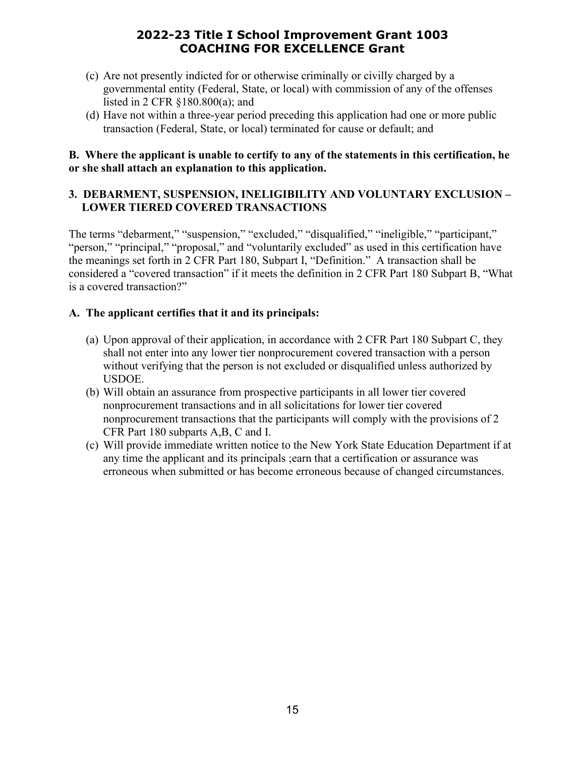(c) Are not presently indicted for or otherwise criminally or civilly charged by a governmental entity (Federal, State, or local) with commission of any of the offenses listed in 2 CFR §180.800(a); and

(d) Have not within a three-year period preceding this application had one or more public transaction (Federal, State, or local) terminated for cause or default; and

**B. Where the applicant is unable to certify to any of the statements in this certification, he or she shall attach an explanation to this application.**

### 3. DEBARMENT, SUSPENSION, INELIGIBILITY AND VOLUNTARY EXCLUSION – LOWER TIERED COVERED TRANSACTIONS

The terms "debarment," "suspension," "excluded," "disqualified," "ineligible," "participant," "person," "principal," "proposal," and "voluntarily excluded" as used in this certification have the meanings set forth in 2 CFR Part 180, Subpart I, "Definition." A transaction shall be considered a "covered transaction" if it meets the definition in 2 CFR Part 180 Subpart B, "What is a covered transaction?"

**A. The applicant certifies that it and its principals:**

(a) Upon approval of their application, in accordance with 2 CFR Part 180 Subpart C, they shall not enter into any lower tier nonprocurement covered transaction with a person without verifying that the person is not excluded or disqualified unless authorized by USDOE.

(b) Will obtain an assurance from prospective participants in all lower tier covered nonprocurement transactions and in all solicitations for lower tier covered nonprocurement transactions that the participants will comply with the provisions of 2 CFR Part 180 subparts A,B, C and I.

(c) Will provide immediate written notice to the New York State Education Department if at any time the applicant and its principals ;earn that a certification or assurance was erroneous when submitted or has become erroneous because of changed circumstances.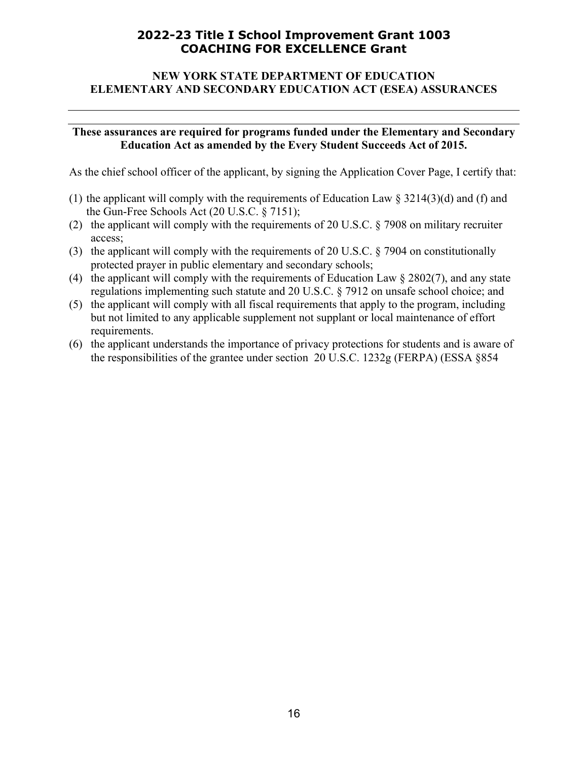# 2022-23 Title I School Improvement Grant 1003
# COACHING FOR EXCELLENCE Grant

## NEW YORK STATE DEPARTMENT OF EDUCATION
## ELEMENTARY AND SECONDARY EDUCATION ACT (ESEA) ASSURANCES

---

**These assurances are required for programs funded under the Elementary and Secondary Education Act as amended by the Every Student Succeeds Act of 2015.**

As the chief school officer of the applicant, by signing the Application Cover Page, I certify that:

(1) the applicant will comply with the requirements of Education Law § 3214(3)(d) and (f) and the Gun-Free Schools Act (20 U.S.C. § 7151);
(2) the applicant will comply with the requirements of 20 U.S.C. § 7908 on military recruiter access;
(3) the applicant will comply with the requirements of 20 U.S.C. § 7904 on constitutionally protected prayer in public elementary and secondary schools;
(4) the applicant will comply with the requirements of Education Law § 2802(7), and any state regulations implementing such statute and 20 U.S.C. § 7912 on unsafe school choice; and
(5) the applicant will comply with all fiscal requirements that apply to the program, including but not limited to any applicable supplement not supplant or local maintenance of effort requirements.
(6) the applicant understands the importance of privacy protections for students and is aware of the responsibilities of the grantee under section 20 U.S.C. 1232g (FERPA) (ESSA §854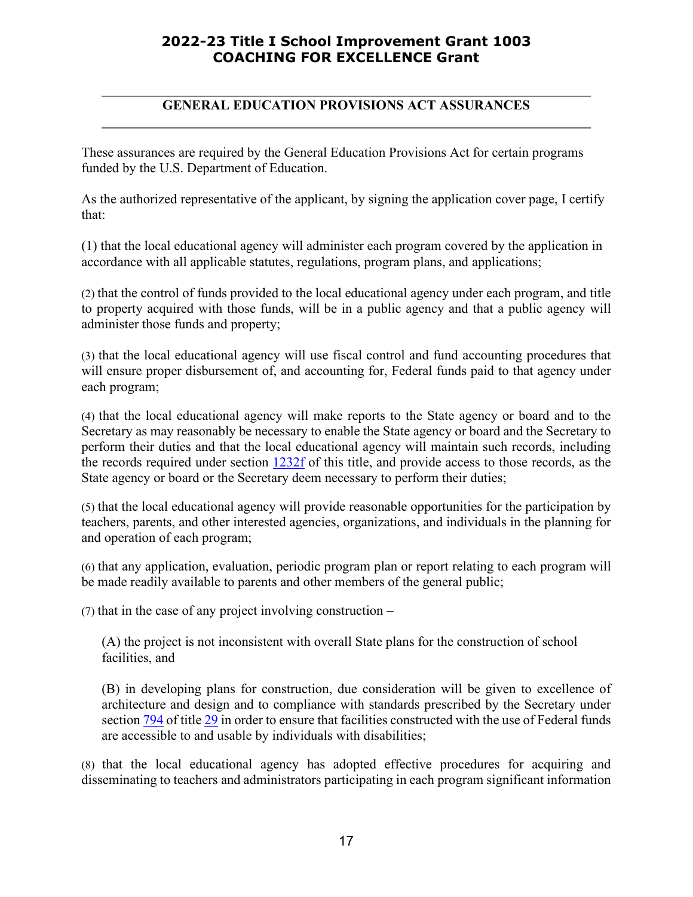# 2022-23 Title I School Improvement Grant 1003
# COACHING FOR EXCELLENCE Grant

## GENERAL EDUCATION PROVISIONS ACT ASSURANCES

These assurances are required by the General Education Provisions Act for certain programs funded by the U.S. Department of Education.

As the authorized representative of the applicant, by signing the application cover page, I certify that:

(1) that the local educational agency will administer each program covered by the application in accordance with all applicable statutes, regulations, program plans, and applications;

(2) that the control of funds provided to the local educational agency under each program, and title to property acquired with those funds, will be in a public agency and that a public agency will administer those funds and property;

(3) that the local educational agency will use fiscal control and fund accounting procedures that will ensure proper disbursement of, and accounting for, Federal funds paid to that agency under each program;

(4) that the local educational agency will make reports to the State agency or board and to the Secretary as may reasonably be necessary to enable the State agency or board and the Secretary to perform their duties and that the local educational agency will maintain such records, including the records required under section 1232f of this title, and provide access to those records, as the State agency or board or the Secretary deem necessary to perform their duties;

(5) that the local educational agency will provide reasonable opportunities for the participation by teachers, parents, and other interested agencies, organizations, and individuals in the planning for and operation of each program;

(6) that any application, evaluation, periodic program plan or report relating to each program will be made readily available to parents and other members of the general public;

(7) that in the case of any project involving construction –

(A) the project is not inconsistent with overall State plans for the construction of school facilities, and

(B) in developing plans for construction, due consideration will be given to excellence of architecture and design and to compliance with standards prescribed by the Secretary under section 794 of title 29 in order to ensure that facilities constructed with the use of Federal funds are accessible to and usable by individuals with disabilities;

(8) that the local educational agency has adopted effective procedures for acquiring and disseminating to teachers and administrators participating in each program significant information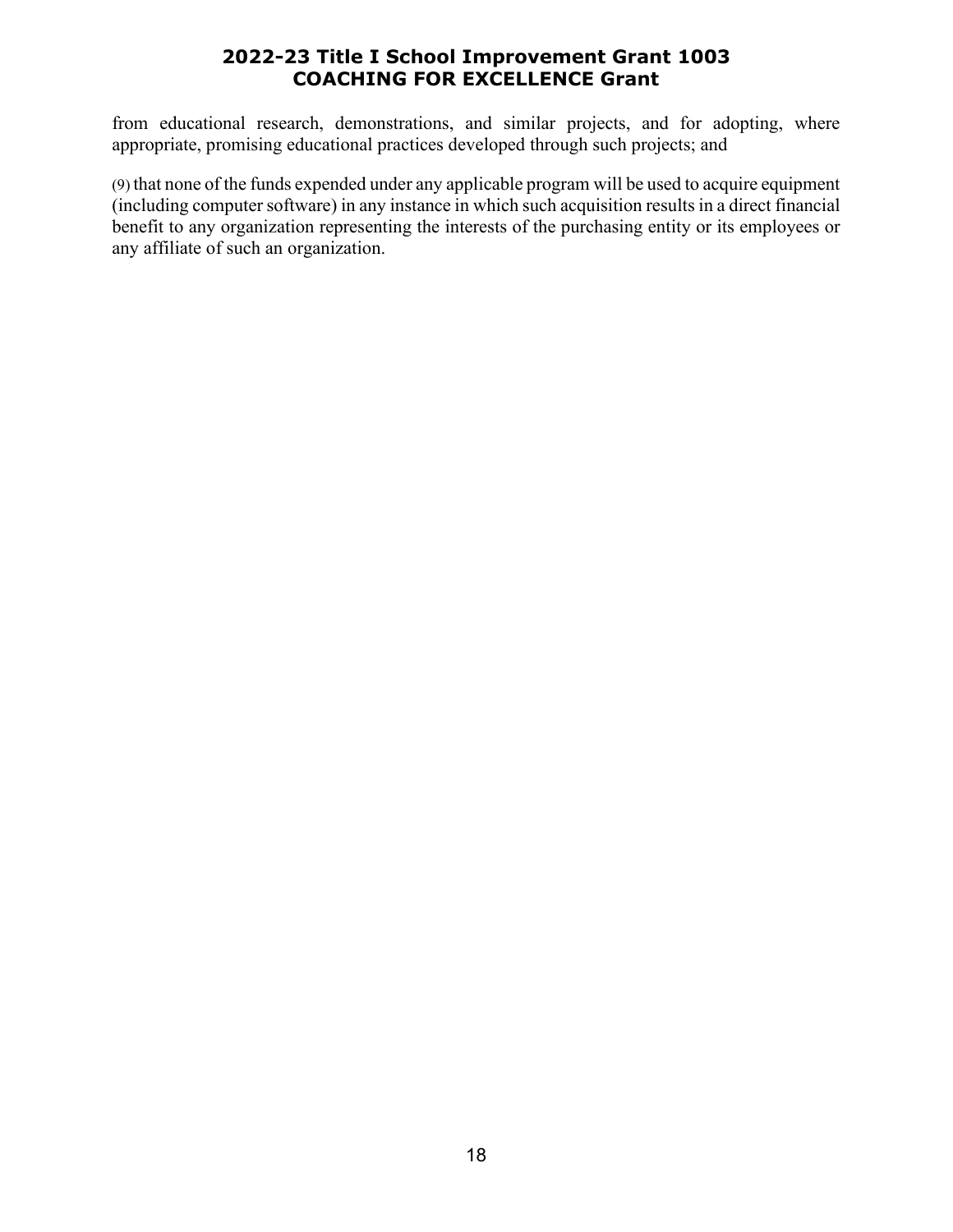from educational research, demonstrations, and similar projects, and for adopting, where appropriate, promising educational practices developed through such projects; and

(9) that none of the funds expended under any applicable program will be used to acquire equipment (including computer software) in any instance in which such acquisition results in a direct financial benefit to any organization representing the interests of the purchasing entity or its employees or any affiliate of such an organization.